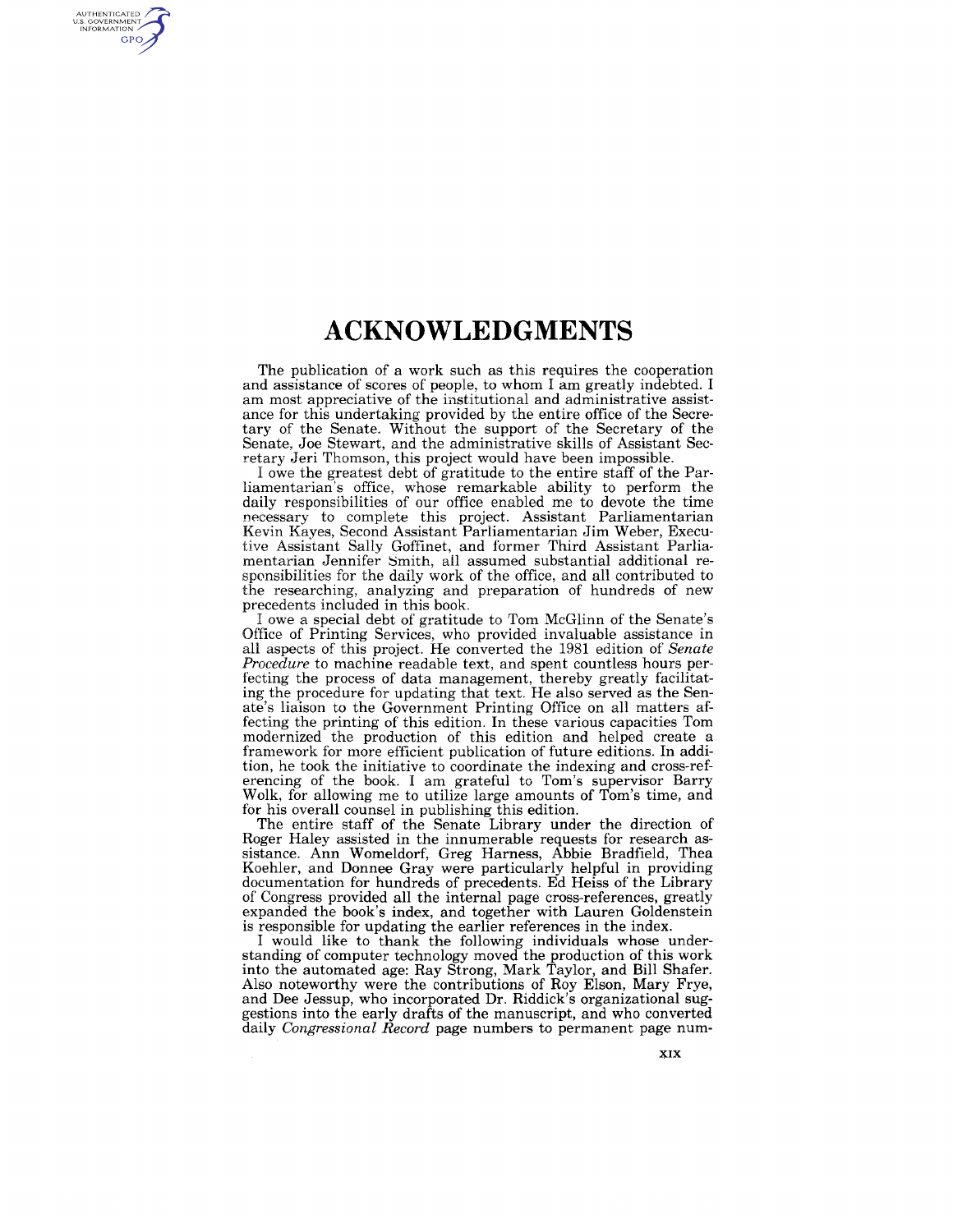# ACKNOWLEDGMENTS

The publication of a work such as this requires the cooperation and assistance of scores of people, to whom I am greatly indebted. I am most appreciative of the institutional and administrative assistance for this undertaking provided by the entire office of the Secretary of the Senate. Without the support of the Secretary of the Senate, Joe Stewart, and the administrative skills of Assistant Secretary Jeri Thomson, this project would have been impossible.

I owe the greatest debt of gratitude to the entire staff of the Parliamentarian's office, whose remarkable ability to perform the daily responsibilities of our office enabled me to devote the time necessary to complete this project. Assistant Parliamentarian Kevin Kayes, Second Assistant Parliamentarian Jim Weber, Executive Assistant Sally Goffinet, and former Third Assistant Parliamentarian Jennifer Smith, all assumed substantial additional responsibilities for the daily work of the office, and all contributed to the researching, analyzing and preparation of hundreds of new precedents included in this book.

I owe a special debt of gratitude to Tom McGlinn of the Senate's Office of Printing Services, who provided invaluable assistance in all aspects of this project. He converted the 1981 edition of *Senate Procedure* to machine readable text, and spent countless hours perfecting the process of data management, thereby greatly facilitating the procedure for updating that text. He also served as the Senate's liaison to the Government Printing Office on all matters affecting the printing of this edition. In these various capacities Tom modernized the production of this edition and helped create a framework for more efficient publication of future editions. In addition, he took the initiative to coordinate the indexing and cross-referencing of the book. I am grateful to Tom's supervisor Barry Wolk, for allowing me to utilize large amounts of Tom's time, and for his overall counsel in publishing this edition.

The entire staff of the Senate Library under the direction of Roger Haley assisted in the innumerable requests for research assistance. Ann Womeldorf, Greg Harness, Abbie Bradfield, Thea Koehler, and Donnee Gray were particularly helpful in providing documentation for hundreds of precedents. Ed Heiss of the Library of Congress provided all the internal page cross-references, greatly expanded the book's index, and together with Lauren Goldenstein is responsible for updating the earlier references in the index.

I would like to thank the following individuals whose understanding of computer technology moved the production of this work into the automated age: Ray Strong, Mark Taylor, and Bill Shafer. Also noteworthy were the contributions of Roy Elson, Mary Frye, and Dee Jessup, who incorporated Dr. Riddick's organizational suggestions into the early drafts of the manuscript, and who converted daily *Congressional Record* page numbers to permanent page num-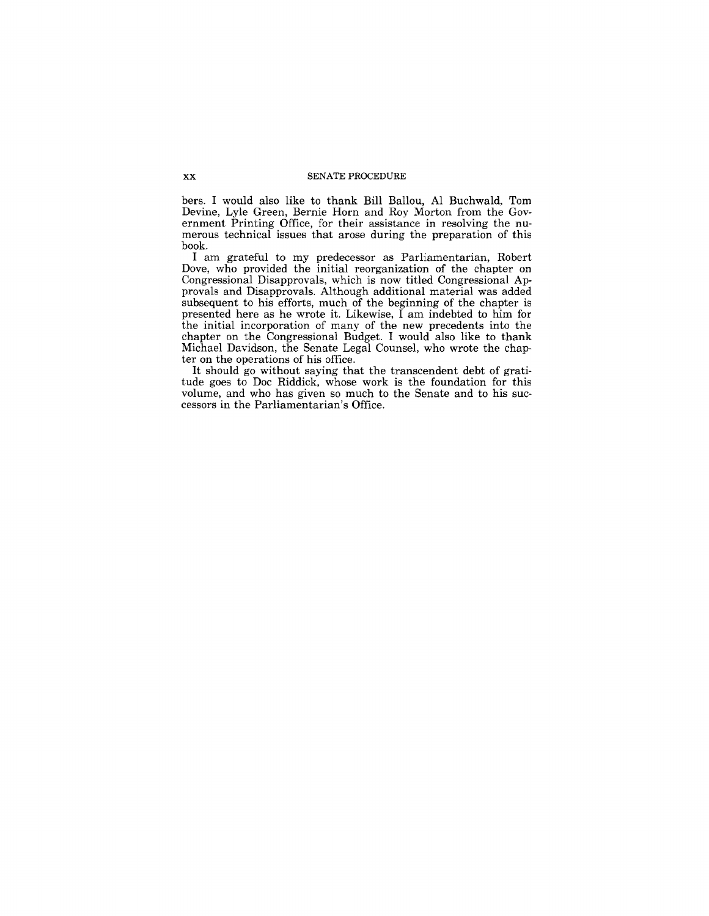bers. I would also like to thank Bill Ballou, Al Buchwald, Tom Devine, Lyle Green, Bernie Horn and Roy Morton from the Government Printing Office, for their assistance in resolving the numerous technical issues that arose during the preparation of this book.

I am grateful to my predecessor as Parliamentarian, Robert Dove, who provided the initial reorganization of the chapter on Congressional Disapprovals, which is now titled Congressional Approvals and Disapprovals. Although additional material was added subsequent to his efforts, much of the beginning of the chapter is presented here as he wrote it. Likewise, I am indebted to him for the initial incorporation of many of the new precedents into the chapter on the Congressional Budget. I would also like to thank Michael Davidson, the Senate Legal Counsel, who wrote the chapter on the operations of his office.

It should go without saying that the transcendent debt of gratitude goes to Doc Riddick, whose work is the foundation for this volume, and who has given so much to the Senate and to his successors in the Parliamentarian's Office.